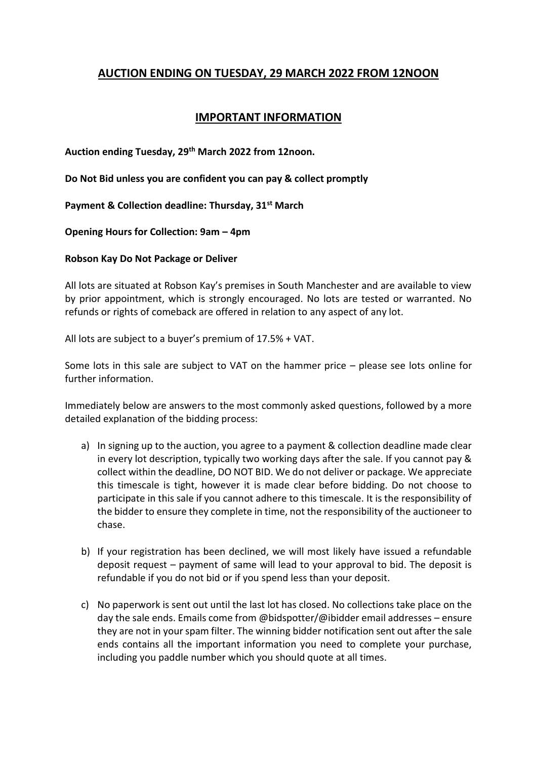## AUCTION ENDING ON TUESDAY, 29 MARCH 2022 FROM 12NOON

## IMPORTANT INFORMATION

**Auction ending Tuesday, 29th March 2022 from 12noon.**

**Do Not Bid unless you are confident you can pay & collect promptly**

**Payment & Collection deadline: Thursday, 31st March**

**Opening Hours for Collection: 9am – 4pm**

**Robson Kay Do Not Package or Deliver**

All lots are situated at Robson Kay's premises in South Manchester and are available to view by prior appointment, which is strongly encouraged. No lots are tested or warranted. No refunds or rights of comeback are offered in relation to any aspect of any lot.

All lots are subject to a buyer's premium of 17.5% + VAT.

Some lots in this sale are subject to VAT on the hammer price – please see lots online for further information.

Immediately below are answers to the most commonly asked questions, followed by a more detailed explanation of the bidding process:

a) In signing up to the auction, you agree to a payment & collection deadline made clear in every lot description, typically two working days after the sale. If you cannot pay & collect within the deadline, DO NOT BID. We do not deliver or package. We appreciate this timescale is tight, however it is made clear before bidding. Do not choose to participate in this sale if you cannot adhere to this timescale. It is the responsibility of the bidder to ensure they complete in time, not the responsibility of the auctioneer to chase.

b) If your registration has been declined, we will most likely have issued a refundable deposit request – payment of same will lead to your approval to bid. The deposit is refundable if you do not bid or if you spend less than your deposit.

c) No paperwork is sent out until the last lot has closed. No collections take place on the day the sale ends. Emails come from @bidspotter/@ibidder email addresses – ensure they are not in your spam filter. The winning bidder notification sent out after the sale ends contains all the important information you need to complete your purchase, including you paddle number which you should quote at all times.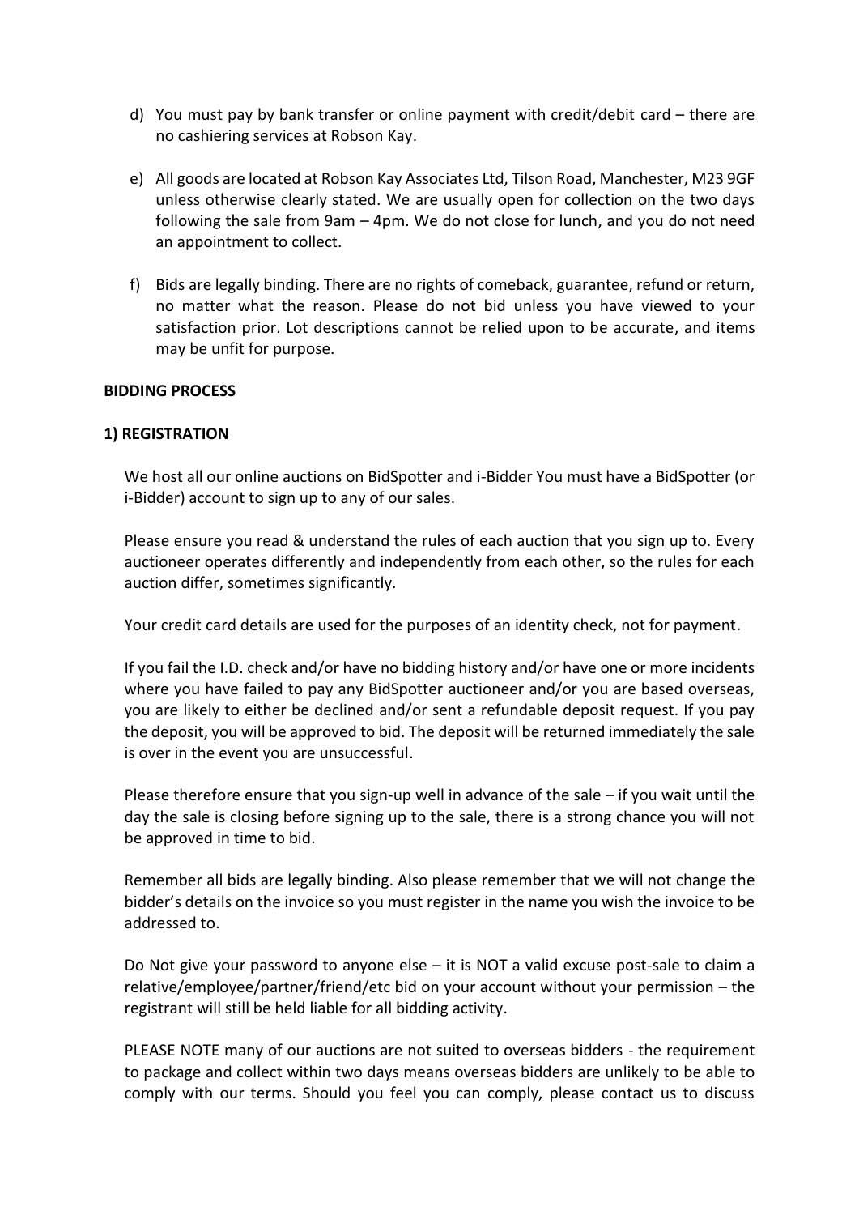d) You must pay by bank transfer or online payment with credit/debit card – there are no cashiering services at Robson Kay.

e) All goods are located at Robson Kay Associates Ltd, Tilson Road, Manchester, M23 9GF unless otherwise clearly stated. We are usually open for collection on the two days following the sale from 9am – 4pm. We do not close for lunch, and you do not need an appointment to collect.

f) Bids are legally binding. There are no rights of comeback, guarantee, refund or return, no matter what the reason. Please do not bid unless you have viewed to your satisfaction prior. Lot descriptions cannot be relied upon to be accurate, and items may be unfit for purpose.

**BIDDING PROCESS**

**1) REGISTRATION**

We host all our online auctions on BidSpotter and i-Bidder You must have a BidSpotter (or i-Bidder) account to sign up to any of our sales.

Please ensure you read & understand the rules of each auction that you sign up to. Every auctioneer operates differently and independently from each other, so the rules for each auction differ, sometimes significantly.

Your credit card details are used for the purposes of an identity check, not for payment.

If you fail the I.D. check and/or have no bidding history and/or have one or more incidents where you have failed to pay any BidSpotter auctioneer and/or you are based overseas, you are likely to either be declined and/or sent a refundable deposit request. If you pay the deposit, you will be approved to bid. The deposit will be returned immediately the sale is over in the event you are unsuccessful.

Please therefore ensure that you sign-up well in advance of the sale – if you wait until the day the sale is closing before signing up to the sale, there is a strong chance you will not be approved in time to bid.

Remember all bids are legally binding. Also please remember that we will not change the bidder's details on the invoice so you must register in the name you wish the invoice to be addressed to.

Do Not give your password to anyone else – it is NOT a valid excuse post-sale to claim a relative/employee/partner/friend/etc bid on your account without your permission – the registrant will still be held liable for all bidding activity.

PLEASE NOTE many of our auctions are not suited to overseas bidders - the requirement to package and collect within two days means overseas bidders are unlikely to be able to comply with our terms. Should you feel you can comply, please contact us to discuss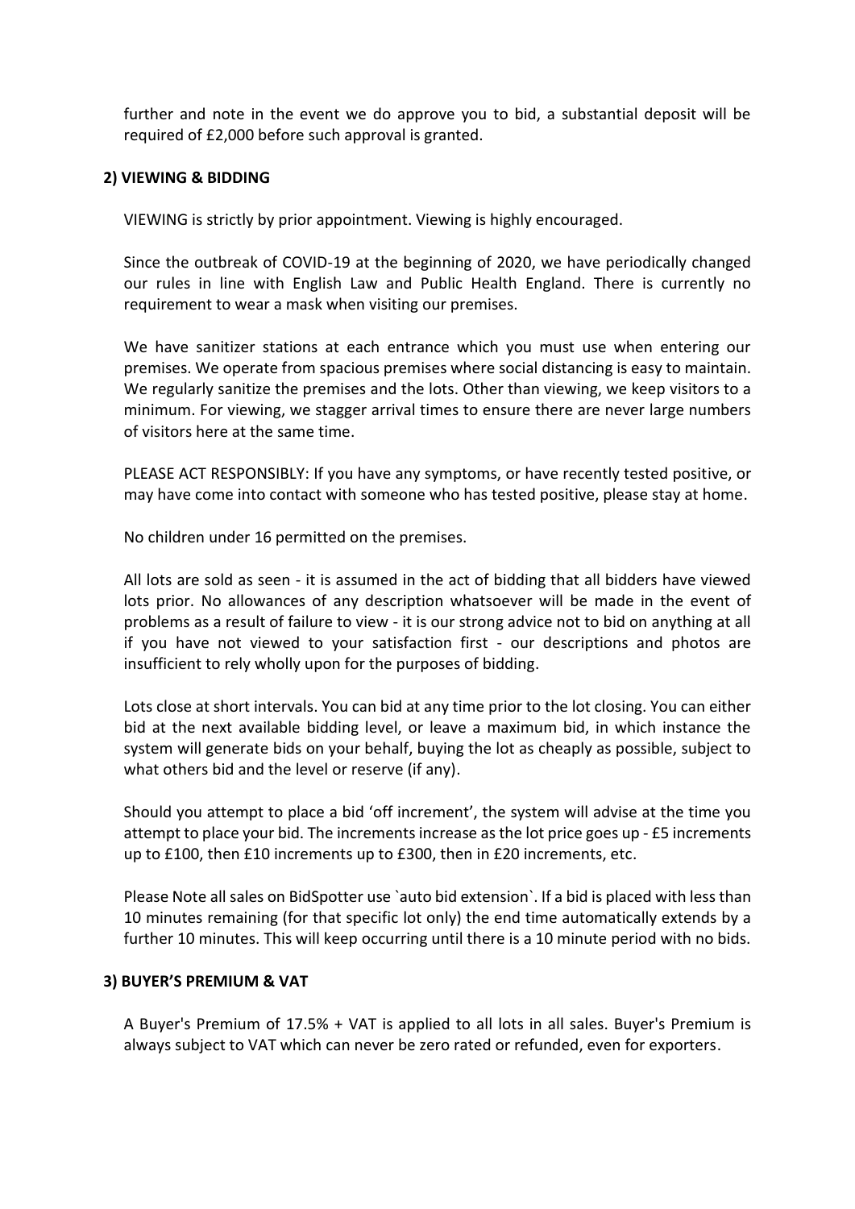further and note in the event we do approve you to bid, a substantial deposit will be required of £2,000 before such approval is granted.

**2) VIEWING & BIDDING**

VIEWING is strictly by prior appointment. Viewing is highly encouraged.

Since the outbreak of COVID-19 at the beginning of 2020, we have periodically changed our rules in line with English Law and Public Health England. There is currently no requirement to wear a mask when visiting our premises.

We have sanitizer stations at each entrance which you must use when entering our premises. We operate from spacious premises where social distancing is easy to maintain. We regularly sanitize the premises and the lots. Other than viewing, we keep visitors to a minimum. For viewing, we stagger arrival times to ensure there are never large numbers of visitors here at the same time.

PLEASE ACT RESPONSIBLY: If you have any symptoms, or have recently tested positive, or may have come into contact with someone who has tested positive, please stay at home.

No children under 16 permitted on the premises.

All lots are sold as seen - it is assumed in the act of bidding that all bidders have viewed lots prior. No allowances of any description whatsoever will be made in the event of problems as a result of failure to view - it is our strong advice not to bid on anything at all if you have not viewed to your satisfaction first - our descriptions and photos are insufficient to rely wholly upon for the purposes of bidding.

Lots close at short intervals. You can bid at any time prior to the lot closing. You can either bid at the next available bidding level, or leave a maximum bid, in which instance the system will generate bids on your behalf, buying the lot as cheaply as possible, subject to what others bid and the level or reserve (if any).

Should you attempt to place a bid 'off increment', the system will advise at the time you attempt to place your bid. The increments increase as the lot price goes up - £5 increments up to £100, then £10 increments up to £300, then in £20 increments, etc.

Please Note all sales on BidSpotter use `auto bid extension`. If a bid is placed with less than 10 minutes remaining (for that specific lot only) the end time automatically extends by a further 10 minutes. This will keep occurring until there is a 10 minute period with no bids.

**3) BUYER'S PREMIUM & VAT**

A Buyer's Premium of 17.5% + VAT is applied to all lots in all sales. Buyer's Premium is always subject to VAT which can never be zero rated or refunded, even for exporters.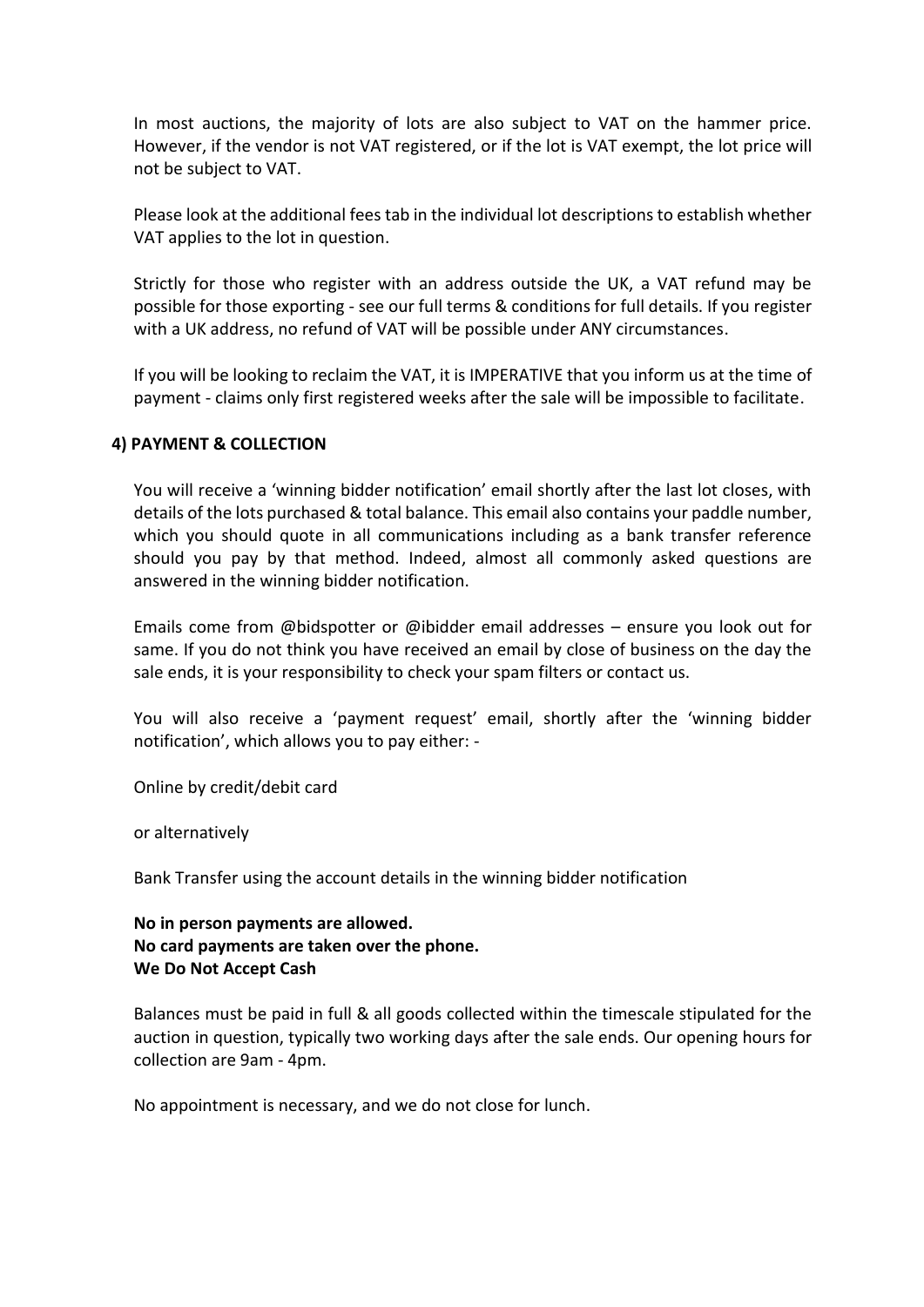In most auctions, the majority of lots are also subject to VAT on the hammer price. However, if the vendor is not VAT registered, or if the lot is VAT exempt, the lot price will not be subject to VAT.

Please look at the additional fees tab in the individual lot descriptions to establish whether VAT applies to the lot in question.

Strictly for those who register with an address outside the UK, a VAT refund may be possible for those exporting - see our full terms & conditions for full details. If you register with a UK address, no refund of VAT will be possible under ANY circumstances.

If you will be looking to reclaim the VAT, it is IMPERATIVE that you inform us at the time of payment - claims only first registered weeks after the sale will be impossible to facilitate.

## 4) PAYMENT & COLLECTION

You will receive a 'winning bidder notification' email shortly after the last lot closes, with details of the lots purchased & total balance. This email also contains your paddle number, which you should quote in all communications including as a bank transfer reference should you pay by that method. Indeed, almost all commonly asked questions are answered in the winning bidder notification.

Emails come from @bidspotter or @ibidder email addresses – ensure you look out for same. If you do not think you have received an email by close of business on the day the sale ends, it is your responsibility to check your spam filters or contact us.

You will also receive a 'payment request' email, shortly after the 'winning bidder notification', which allows you to pay either: -

Online by credit/debit card

or alternatively

Bank Transfer using the account details in the winning bidder notification

**No in person payments are allowed.**
**No card payments are taken over the phone.**
**We Do Not Accept Cash**

Balances must be paid in full & all goods collected within the timescale stipulated for the auction in question, typically two working days after the sale ends. Our opening hours for collection are 9am - 4pm.

No appointment is necessary, and we do not close for lunch.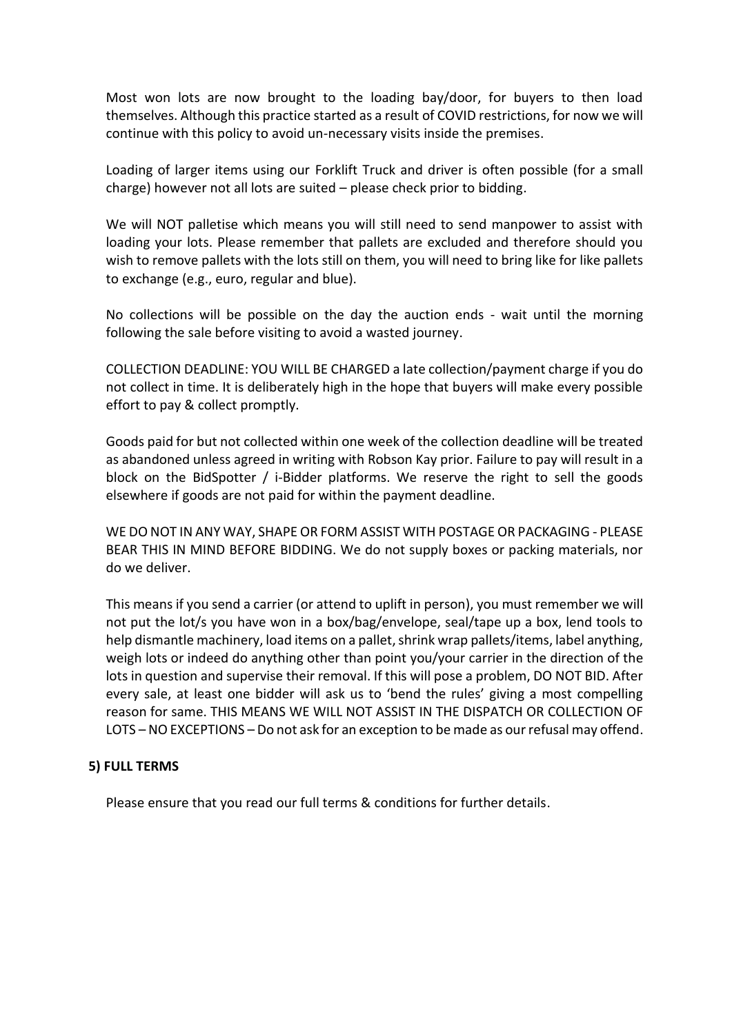Most won lots are now brought to the loading bay/door, for buyers to then load themselves. Although this practice started as a result of COVID restrictions, for now we will continue with this policy to avoid un-necessary visits inside the premises.

Loading of larger items using our Forklift Truck and driver is often possible (for a small charge) however not all lots are suited – please check prior to bidding.

We will NOT palletise which means you will still need to send manpower to assist with loading your lots. Please remember that pallets are excluded and therefore should you wish to remove pallets with the lots still on them, you will need to bring like for like pallets to exchange (e.g., euro, regular and blue).

No collections will be possible on the day the auction ends - wait until the morning following the sale before visiting to avoid a wasted journey.

COLLECTION DEADLINE: YOU WILL BE CHARGED a late collection/payment charge if you do not collect in time. It is deliberately high in the hope that buyers will make every possible effort to pay & collect promptly.

Goods paid for but not collected within one week of the collection deadline will be treated as abandoned unless agreed in writing with Robson Kay prior. Failure to pay will result in a block on the BidSpotter / i-Bidder platforms. We reserve the right to sell the goods elsewhere if goods are not paid for within the payment deadline.

WE DO NOT IN ANY WAY, SHAPE OR FORM ASSIST WITH POSTAGE OR PACKAGING - PLEASE BEAR THIS IN MIND BEFORE BIDDING. We do not supply boxes or packing materials, nor do we deliver.

This means if you send a carrier (or attend to uplift in person), you must remember we will not put the lot/s you have won in a box/bag/envelope, seal/tape up a box, lend tools to help dismantle machinery, load items on a pallet, shrink wrap pallets/items, label anything, weigh lots or indeed do anything other than point you/your carrier in the direction of the lots in question and supervise their removal. If this will pose a problem, DO NOT BID. After every sale, at least one bidder will ask us to 'bend the rules' giving a most compelling reason for same. THIS MEANS WE WILL NOT ASSIST IN THE DISPATCH OR COLLECTION OF LOTS – NO EXCEPTIONS – Do not ask for an exception to be made as our refusal may offend.

**5) FULL TERMS**

Please ensure that you read our full terms & conditions for further details.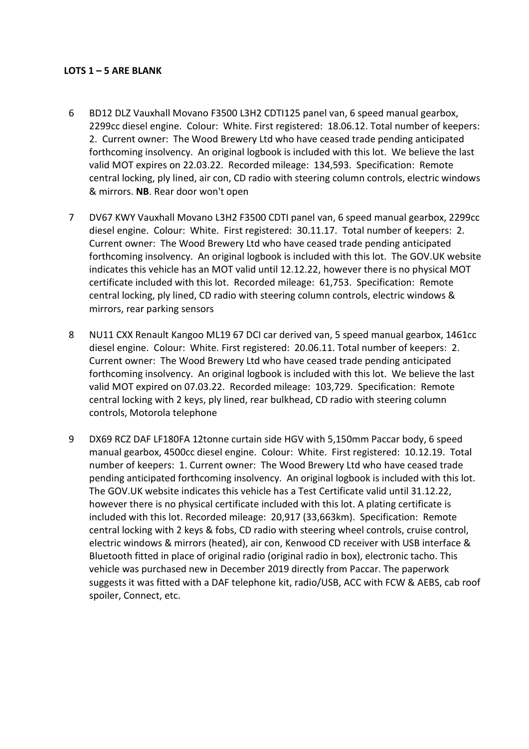**LOTS 1 – 5 ARE BLANK**

6 BD12 DLZ Vauxhall Movano F3500 L3H2 CDTI125 panel van, 6 speed manual gearbox, 2299cc diesel engine. Colour: White. First registered: 18.06.12. Total number of keepers: 2. Current owner: The Wood Brewery Ltd who have ceased trade pending anticipated forthcoming insolvency. An original logbook is included with this lot. We believe the last valid MOT expires on 22.03.22. Recorded mileage: 134,593. Specification: Remote central locking, ply lined, air con, CD radio with steering column controls, electric windows & mirrors. **NB**. Rear door won't open

7 DV67 KWY Vauxhall Movano L3H2 F3500 CDTI panel van, 6 speed manual gearbox, 2299cc diesel engine. Colour: White. First registered: 30.11.17. Total number of keepers: 2. Current owner: The Wood Brewery Ltd who have ceased trade pending anticipated forthcoming insolvency. An original logbook is included with this lot. The GOV.UK website indicates this vehicle has an MOT valid until 12.12.22, however there is no physical MOT certificate included with this lot. Recorded mileage: 61,753. Specification: Remote central locking, ply lined, CD radio with steering column controls, electric windows & mirrors, rear parking sensors

8 NU11 CXX Renault Kangoo ML19 67 DCI car derived van, 5 speed manual gearbox, 1461cc diesel engine. Colour: White. First registered: 20.06.11. Total number of keepers: 2. Current owner: The Wood Brewery Ltd who have ceased trade pending anticipated forthcoming insolvency. An original logbook is included with this lot. We believe the last valid MOT expired on 07.03.22. Recorded mileage: 103,729. Specification: Remote central locking with 2 keys, ply lined, rear bulkhead, CD radio with steering column controls, Motorola telephone

9 DX69 RCZ DAF LF180FA 12tonne curtain side HGV with 5,150mm Paccar body, 6 speed manual gearbox, 4500cc diesel engine. Colour: White. First registered: 10.12.19. Total number of keepers: 1. Current owner: The Wood Brewery Ltd who have ceased trade pending anticipated forthcoming insolvency. An original logbook is included with this lot. The GOV.UK website indicates this vehicle has a Test Certificate valid until 31.12.22, however there is no physical certificate included with this lot. A plating certificate is included with this lot. Recorded mileage: 20,917 (33,663km). Specification: Remote central locking with 2 keys & fobs, CD radio with steering wheel controls, cruise control, electric windows & mirrors (heated), air con, Kenwood CD receiver with USB interface & Bluetooth fitted in place of original radio (original radio in box), electronic tacho. This vehicle was purchased new in December 2019 directly from Paccar. The paperwork suggests it was fitted with a DAF telephone kit, radio/USB, ACC with FCW & AEBS, cab roof spoiler, Connect, etc.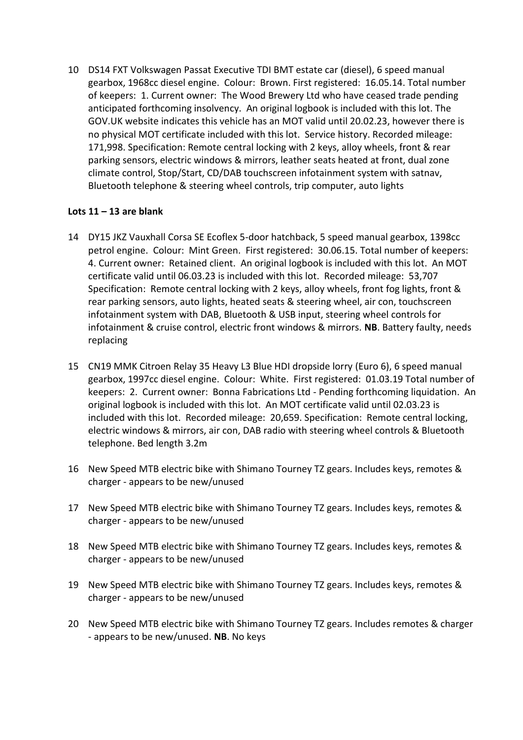10 DS14 FXT Volkswagen Passat Executive TDI BMT estate car (diesel), 6 speed manual gearbox, 1968cc diesel engine. Colour: Brown. First registered: 16.05.14. Total number of keepers: 1. Current owner: The Wood Brewery Ltd who have ceased trade pending anticipated forthcoming insolvency. An original logbook is included with this lot. The GOV.UK website indicates this vehicle has an MOT valid until 20.02.23, however there is no physical MOT certificate included with this lot. Service history. Recorded mileage: 171,998. Specification: Remote central locking with 2 keys, alloy wheels, front & rear parking sensors, electric windows & mirrors, leather seats heated at front, dual zone climate control, Stop/Start, CD/DAB touchscreen infotainment system with satnav, Bluetooth telephone & steering wheel controls, trip computer, auto lights

**Lots 11 – 13 are blank**

14 DY15 JKZ Vauxhall Corsa SE Ecoflex 5-door hatchback, 5 speed manual gearbox, 1398cc petrol engine. Colour: Mint Green. First registered: 30.06.15. Total number of keepers: 4. Current owner: Retained client. An original logbook is included with this lot. An MOT certificate valid until 06.03.23 is included with this lot. Recorded mileage: 53,707 Specification: Remote central locking with 2 keys, alloy wheels, front fog lights, front & rear parking sensors, auto lights, heated seats & steering wheel, air con, touchscreen infotainment system with DAB, Bluetooth & USB input, steering wheel controls for infotainment & cruise control, electric front windows & mirrors. **NB**. Battery faulty, needs replacing

15 CN19 MMK Citroen Relay 35 Heavy L3 Blue HDI dropside lorry (Euro 6), 6 speed manual gearbox, 1997cc diesel engine. Colour: White. First registered: 01.03.19 Total number of keepers: 2. Current owner: Bonna Fabrications Ltd - Pending forthcoming liquidation. An original logbook is included with this lot. An MOT certificate valid until 02.03.23 is included with this lot. Recorded mileage: 20,659. Specification: Remote central locking, electric windows & mirrors, air con, DAB radio with steering wheel controls & Bluetooth telephone. Bed length 3.2m

16 New Speed MTB electric bike with Shimano Tourney TZ gears. Includes keys, remotes & charger - appears to be new/unused

17 New Speed MTB electric bike with Shimano Tourney TZ gears. Includes keys, remotes & charger - appears to be new/unused

18 New Speed MTB electric bike with Shimano Tourney TZ gears. Includes keys, remotes & charger - appears to be new/unused

19 New Speed MTB electric bike with Shimano Tourney TZ gears. Includes keys, remotes & charger - appears to be new/unused

20 New Speed MTB electric bike with Shimano Tourney TZ gears. Includes remotes & charger - appears to be new/unused. **NB**. No keys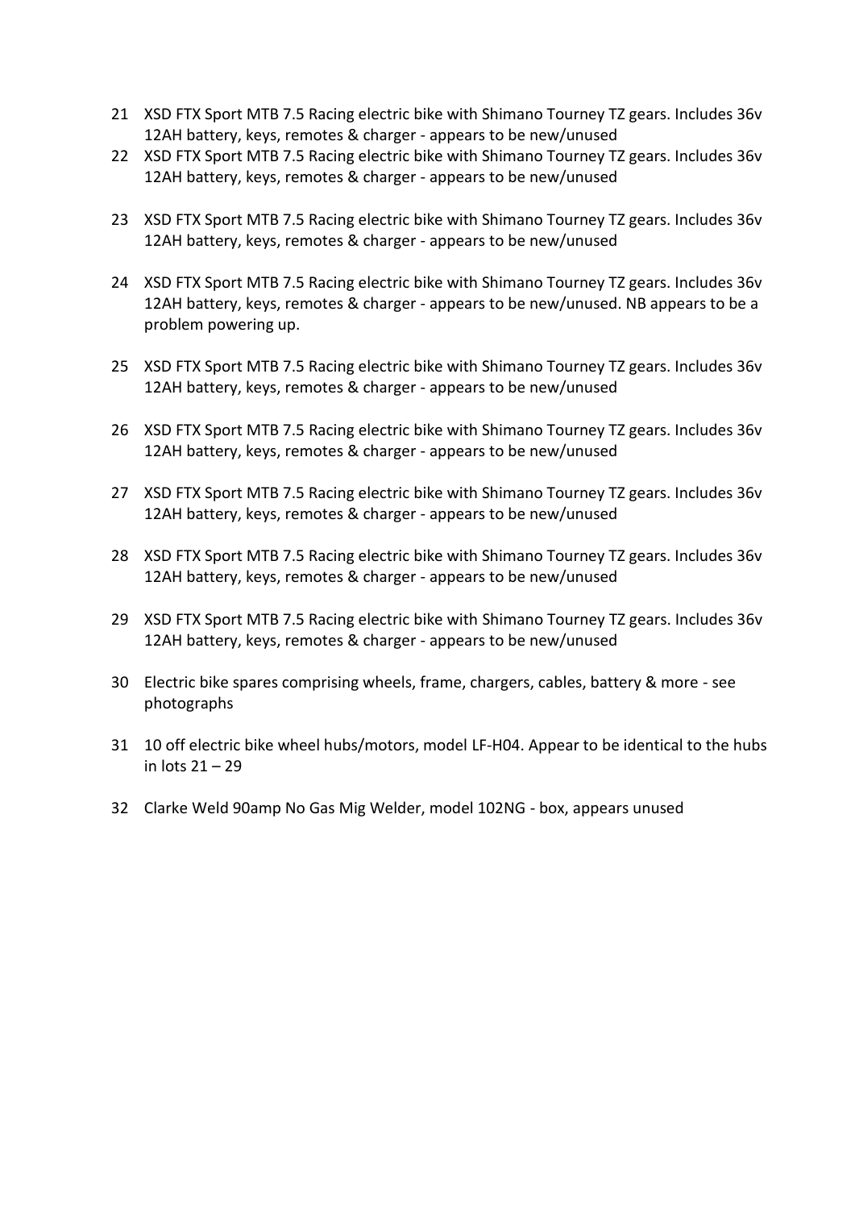21 XSD FTX Sport MTB 7.5 Racing electric bike with Shimano Tourney TZ gears. Includes 36v 12AH battery, keys, remotes & charger - appears to be new/unused

22 XSD FTX Sport MTB 7.5 Racing electric bike with Shimano Tourney TZ gears. Includes 36v 12AH battery, keys, remotes & charger - appears to be new/unused

23 XSD FTX Sport MTB 7.5 Racing electric bike with Shimano Tourney TZ gears. Includes 36v 12AH battery, keys, remotes & charger - appears to be new/unused

24 XSD FTX Sport MTB 7.5 Racing electric bike with Shimano Tourney TZ gears. Includes 36v 12AH battery, keys, remotes & charger - appears to be new/unused. NB appears to be a problem powering up.

25 XSD FTX Sport MTB 7.5 Racing electric bike with Shimano Tourney TZ gears. Includes 36v 12AH battery, keys, remotes & charger - appears to be new/unused

26 XSD FTX Sport MTB 7.5 Racing electric bike with Shimano Tourney TZ gears. Includes 36v 12AH battery, keys, remotes & charger - appears to be new/unused

27 XSD FTX Sport MTB 7.5 Racing electric bike with Shimano Tourney TZ gears. Includes 36v 12AH battery, keys, remotes & charger - appears to be new/unused

28 XSD FTX Sport MTB 7.5 Racing electric bike with Shimano Tourney TZ gears. Includes 36v 12AH battery, keys, remotes & charger - appears to be new/unused

29 XSD FTX Sport MTB 7.5 Racing electric bike with Shimano Tourney TZ gears. Includes 36v 12AH battery, keys, remotes & charger - appears to be new/unused

30 Electric bike spares comprising wheels, frame, chargers, cables, battery & more - see photographs

31 10 off electric bike wheel hubs/motors, model LF-H04. Appear to be identical to the hubs in lots 21 – 29

32 Clarke Weld 90amp No Gas Mig Welder, model 102NG - box, appears unused